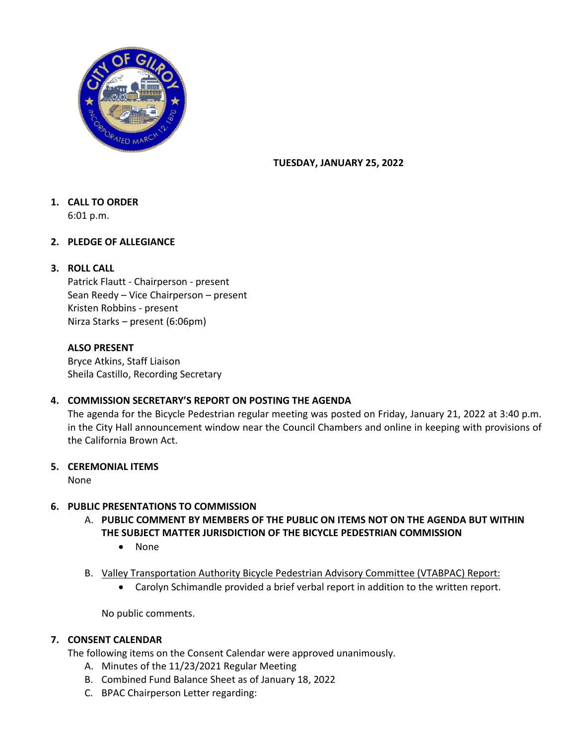**TUESDAY, JANUARY 25, 2022**

1. **CALL TO ORDER**
   6:01 p.m.

2. **PLEDGE OF ALLEGIANCE**

3. **ROLL CALL**
   Patrick Flautt - Chairperson - present
   Sean Reedy – Vice Chairperson – present
   Kristen Robbins - present
   Nirza Starks – present (6:06pm)

   **ALSO PRESENT**
   Bryce Atkins, Staff Liaison
   Sheila Castillo, Recording Secretary

4. **COMMISSION SECRETARY'S REPORT ON POSTING THE AGENDA**
   The agenda for the Bicycle Pedestrian regular meeting was posted on Friday, January 21, 2022 at 3:40 p.m. in the City Hall announcement window near the Council Chambers and online in keeping with provisions of the California Brown Act.

5. **CEREMONIAL ITEMS**
   None

6. **PUBLIC PRESENTATIONS TO COMMISSION**
   A. **PUBLIC COMMENT BY MEMBERS OF THE PUBLIC ON ITEMS NOT ON THE AGENDA BUT WITHIN THE SUBJECT MATTER JURISDICTION OF THE BICYCLE PEDESTRIAN COMMISSION**
      - None

   B. Valley Transportation Authority Bicycle Pedestrian Advisory Committee (VTABPAC) Report:
      - Carolyn Schimandle provided a brief verbal report in addition to the written report.

      No public comments.

7. **CONSENT CALENDAR**
   The following items on the Consent Calendar were approved unanimously.
   A. Minutes of the 11/23/2021 Regular Meeting
   B. Combined Fund Balance Sheet as of January 18, 2022
   C. BPAC Chairperson Letter regarding: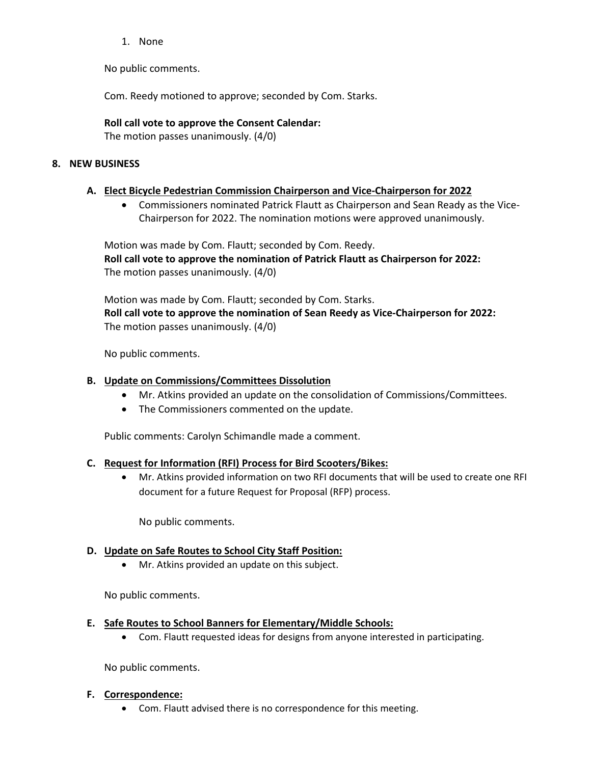1. None

No public comments.

Com. Reedy motioned to approve; seconded by Com. Starks.

**Roll call vote to approve the Consent Calendar:**
The motion passes unanimously. (4/0)

## 8. NEW BUSINESS

### A. Elect Bicycle Pedestrian Commission Chairperson and Vice-Chairperson for 2022

- Commissioners nominated Patrick Flautt as Chairperson and Sean Ready as the Vice-Chairperson for 2022. The nomination motions were approved unanimously.

Motion was made by Com. Flautt; seconded by Com. Reedy.
**Roll call vote to approve the nomination of Patrick Flautt as Chairperson for 2022:**
The motion passes unanimously. (4/0)

Motion was made by Com. Flautt; seconded by Com. Starks.
**Roll call vote to approve the nomination of Sean Reedy as Vice-Chairperson for 2022:**
The motion passes unanimously. (4/0)

No public comments.

### B. Update on Commissions/Committees Dissolution

- Mr. Atkins provided an update on the consolidation of Commissions/Committees.
- The Commissioners commented on the update.

Public comments: Carolyn Schimandle made a comment.

### C. Request for Information (RFI) Process for Bird Scooters/Bikes:

- Mr. Atkins provided information on two RFI documents that will be used to create one RFI document for a future Request for Proposal (RFP) process.

No public comments.

### D. Update on Safe Routes to School City Staff Position:

- Mr. Atkins provided an update on this subject.

No public comments.

### E. Safe Routes to School Banners for Elementary/Middle Schools:

- Com. Flautt requested ideas for designs from anyone interested in participating.

No public comments.

### F. Correspondence:

- Com. Flautt advised there is no correspondence for this meeting.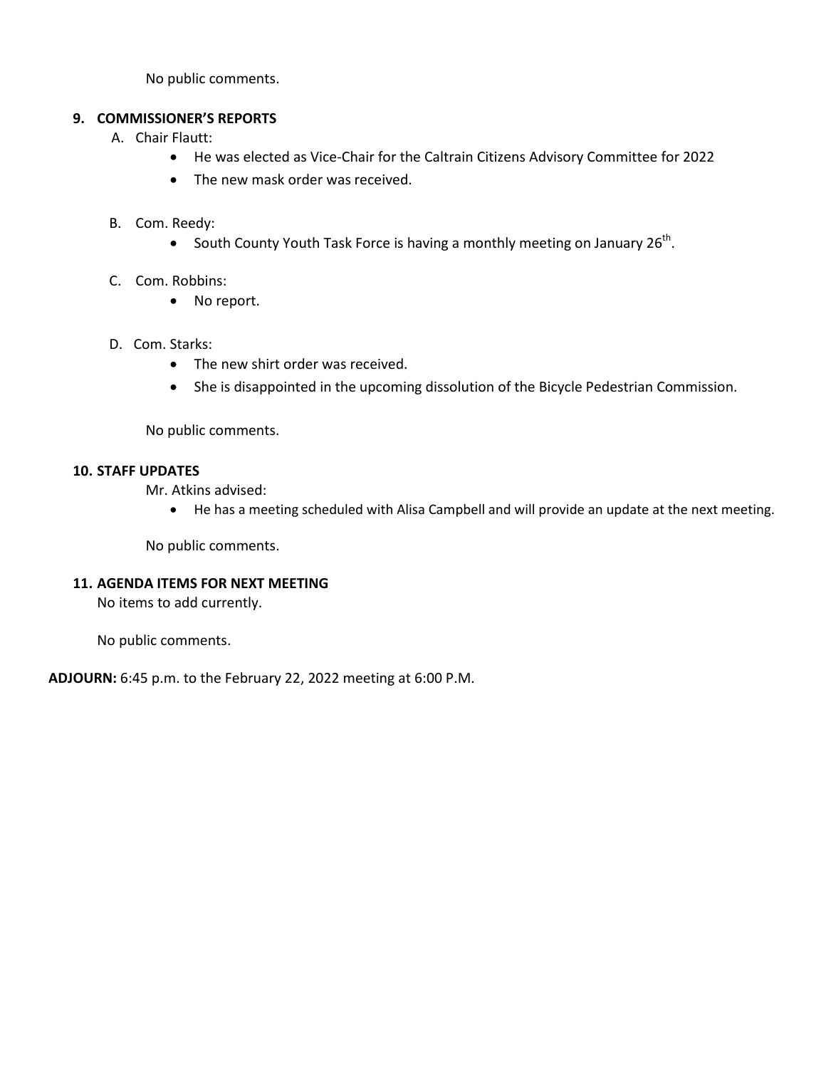No public comments.

**9. COMMISSIONER'S REPORTS**

A. Chair Flautt:
- He was elected as Vice-Chair for the Caltrain Citizens Advisory Committee for 2022
- The new mask order was received.

B. Com. Reedy:
- South County Youth Task Force is having a monthly meeting on January 26th.

C. Com. Robbins:
- No report.

D. Com. Starks:
- The new shirt order was received.
- She is disappointed in the upcoming dissolution of the Bicycle Pedestrian Commission.

No public comments.

**10. STAFF UPDATES**

Mr. Atkins advised:
- He has a meeting scheduled with Alisa Campbell and will provide an update at the next meeting.

No public comments.

**11. AGENDA ITEMS FOR NEXT MEETING**

No items to add currently.

No public comments.

**ADJOURN:** 6:45 p.m. to the February 22, 2022 meeting at 6:00 P.M.